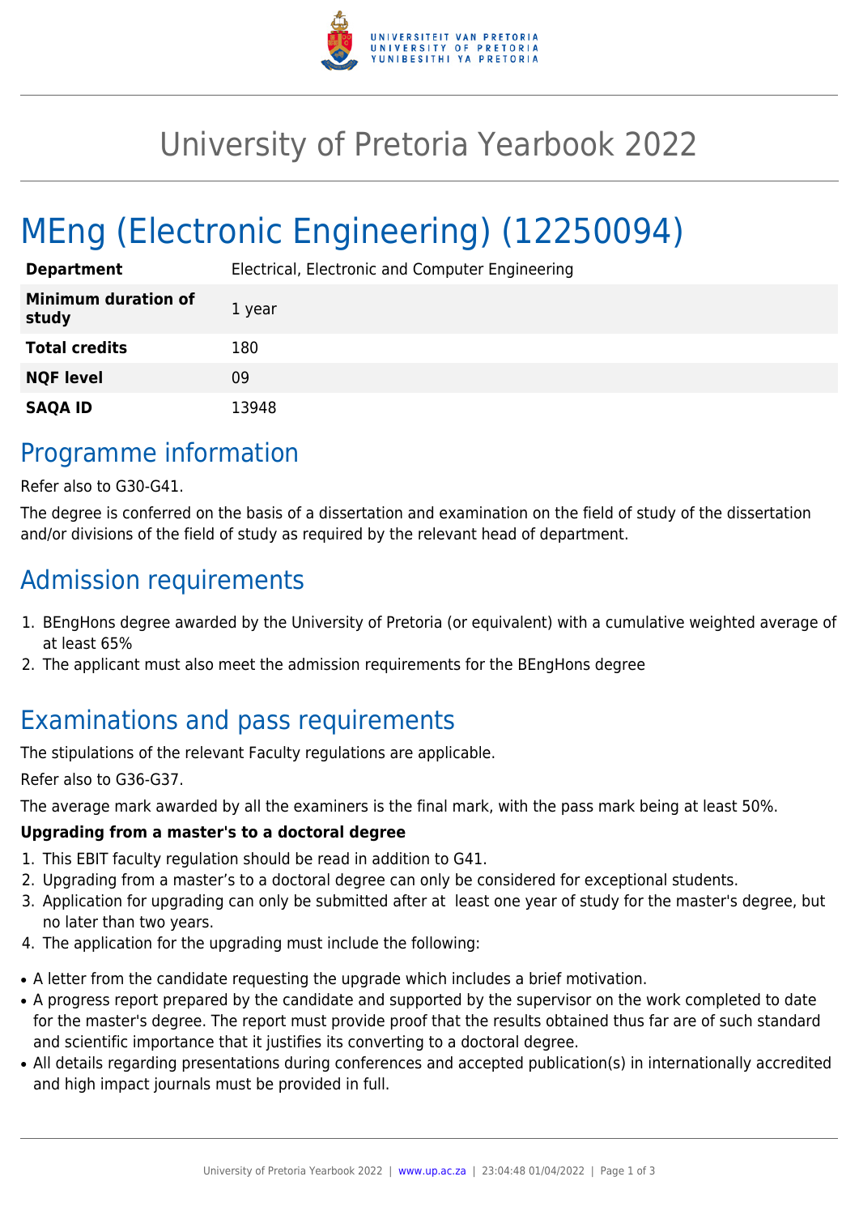# University of Pretoria Yearbook 2022

# MEng (Electronic Engineering) (12250094)

| | |
|---|---|
| **Department** | Electrical, Electronic and Computer Engineering |
| **Minimum duration of study** | 1 year |
| **Total credits** | 180 |
| **NQF level** | 09 |
| **SAQA ID** | 13948 |

## Programme information

Refer also to G30-G41.

The degree is conferred on the basis of a dissertation and examination on the field of study of the dissertation and/or divisions of the field of study as required by the relevant head of department.

## Admission requirements

1. BEngHons degree awarded by the University of Pretoria (or equivalent) with a cumulative weighted average of at least 65%
2. The applicant must also meet the admission requirements for the BEngHons degree

## Examinations and pass requirements

The stipulations of the relevant Faculty regulations are applicable.

Refer also to G36-G37.

The average mark awarded by all the examiners is the final mark, with the pass mark being at least 50%.

**Upgrading from a master's to a doctoral degree**

1. This EBIT faculty regulation should be read in addition to G41.
2. Upgrading from a master's to a doctoral degree can only be considered for exceptional students.
3. Application for upgrading can only be submitted after at least one year of study for the master's degree, but no later than two years.
4. The application for the upgrading must include the following:

- A letter from the candidate requesting the upgrade which includes a brief motivation.
- A progress report prepared by the candidate and supported by the supervisor on the work completed to date for the master's degree. The report must provide proof that the results obtained thus far are of such standard and scientific importance that it justifies its converting to a doctoral degree.
- All details regarding presentations during conferences and accepted publication(s) in internationally accredited and high impact journals must be provided in full.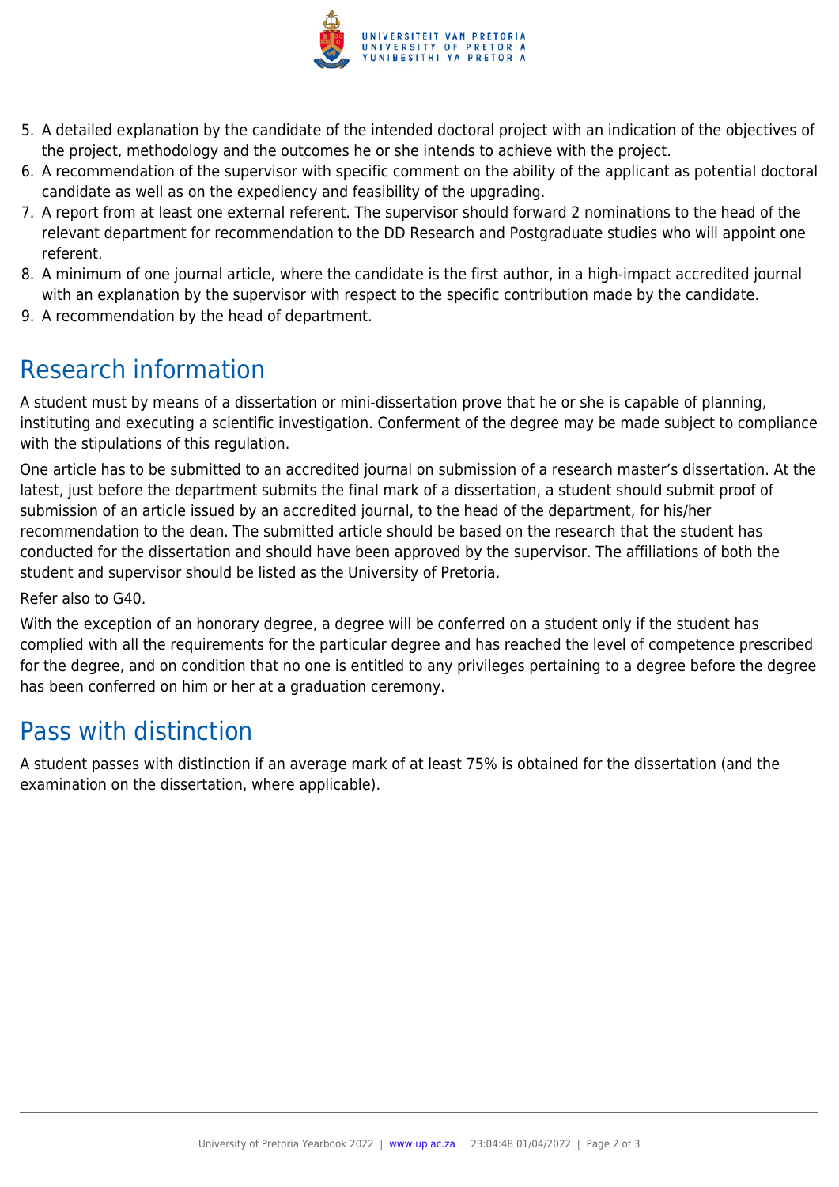5. A detailed explanation by the candidate of the intended doctoral project with an indication of the objectives of the project, methodology and the outcomes he or she intends to achieve with the project.
6. A recommendation of the supervisor with specific comment on the ability of the applicant as potential doctoral candidate as well as on the expediency and feasibility of the upgrading.
7. A report from at least one external referent. The supervisor should forward 2 nominations to the head of the relevant department for recommendation to the DD Research and Postgraduate studies who will appoint one referent.
8. A minimum of one journal article, where the candidate is the first author, in a high-impact accredited journal with an explanation by the supervisor with respect to the specific contribution made by the candidate.
9. A recommendation by the head of department.

## Research information

A student must by means of a dissertation or mini-dissertation prove that he or she is capable of planning, instituting and executing a scientific investigation. Conferment of the degree may be made subject to compliance with the stipulations of this regulation.

One article has to be submitted to an accredited journal on submission of a research master's dissertation. At the latest, just before the department submits the final mark of a dissertation, a student should submit proof of submission of an article issued by an accredited journal, to the head of the department, for his/her recommendation to the dean. The submitted article should be based on the research that the student has conducted for the dissertation and should have been approved by the supervisor. The affiliations of both the student and supervisor should be listed as the University of Pretoria.

Refer also to G40.

With the exception of an honorary degree, a degree will be conferred on a student only if the student has complied with all the requirements for the particular degree and has reached the level of competence prescribed for the degree, and on condition that no one is entitled to any privileges pertaining to a degree before the degree has been conferred on him or her at a graduation ceremony.

## Pass with distinction

A student passes with distinction if an average mark of at least 75% is obtained for the dissertation (and the examination on the dissertation, where applicable).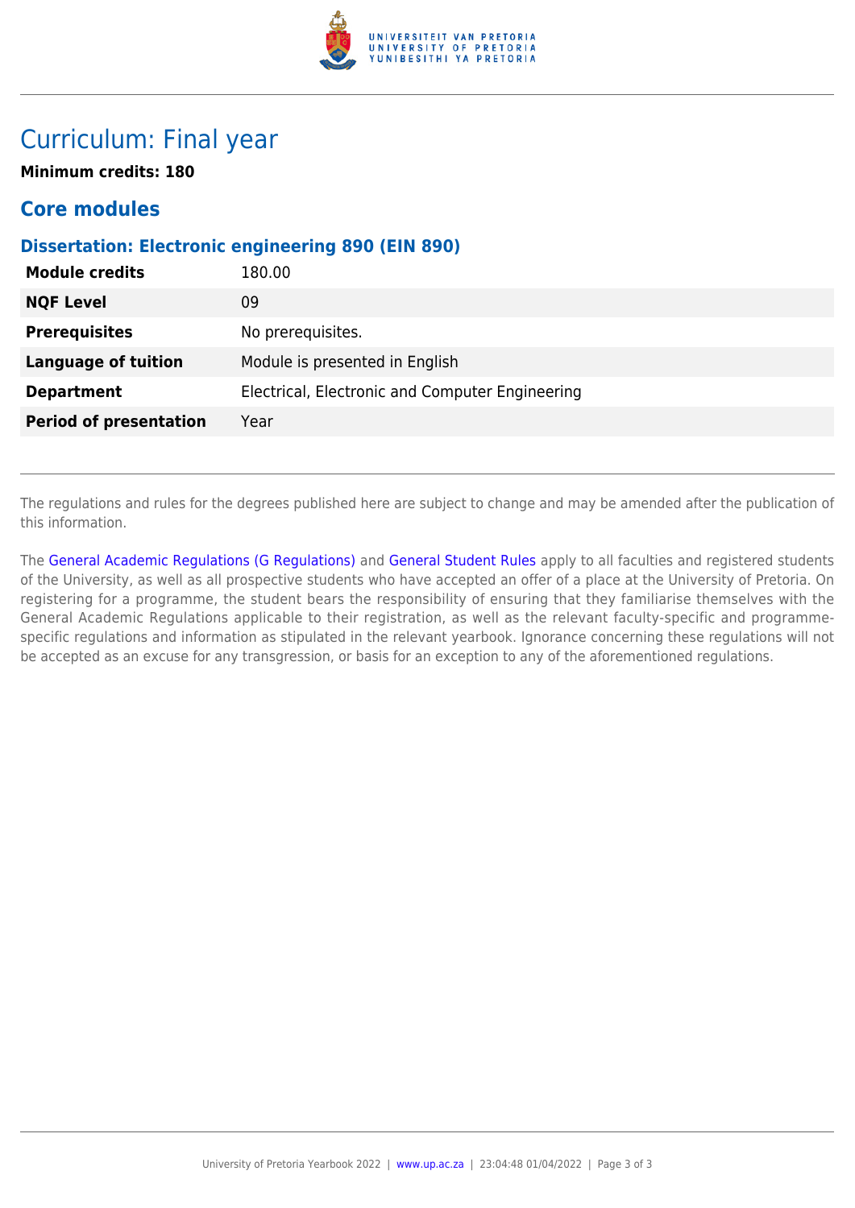# Curriculum: Final year

**Minimum credits: 180**

## Core modules

### Dissertation: Electronic engineering 890 (EIN 890)

| | |
|---|---|
| **Module credits** | 180.00 |
| **NQF Level** | 09 |
| **Prerequisites** | No prerequisites. |
| **Language of tuition** | Module is presented in English |
| **Department** | Electrical, Electronic and Computer Engineering |
| **Period of presentation** | Year |

The regulations and rules for the degrees published here are subject to change and may be amended after the publication of this information.

The General Academic Regulations (G Regulations) and General Student Rules apply to all faculties and registered students of the University, as well as all prospective students who have accepted an offer of a place at the University of Pretoria. On registering for a programme, the student bears the responsibility of ensuring that they familiarise themselves with the General Academic Regulations applicable to their registration, as well as the relevant faculty-specific and programme-specific regulations and information as stipulated in the relevant yearbook. Ignorance concerning these regulations will not be accepted as an excuse for any transgression, or basis for an exception to any of the aforementioned regulations.